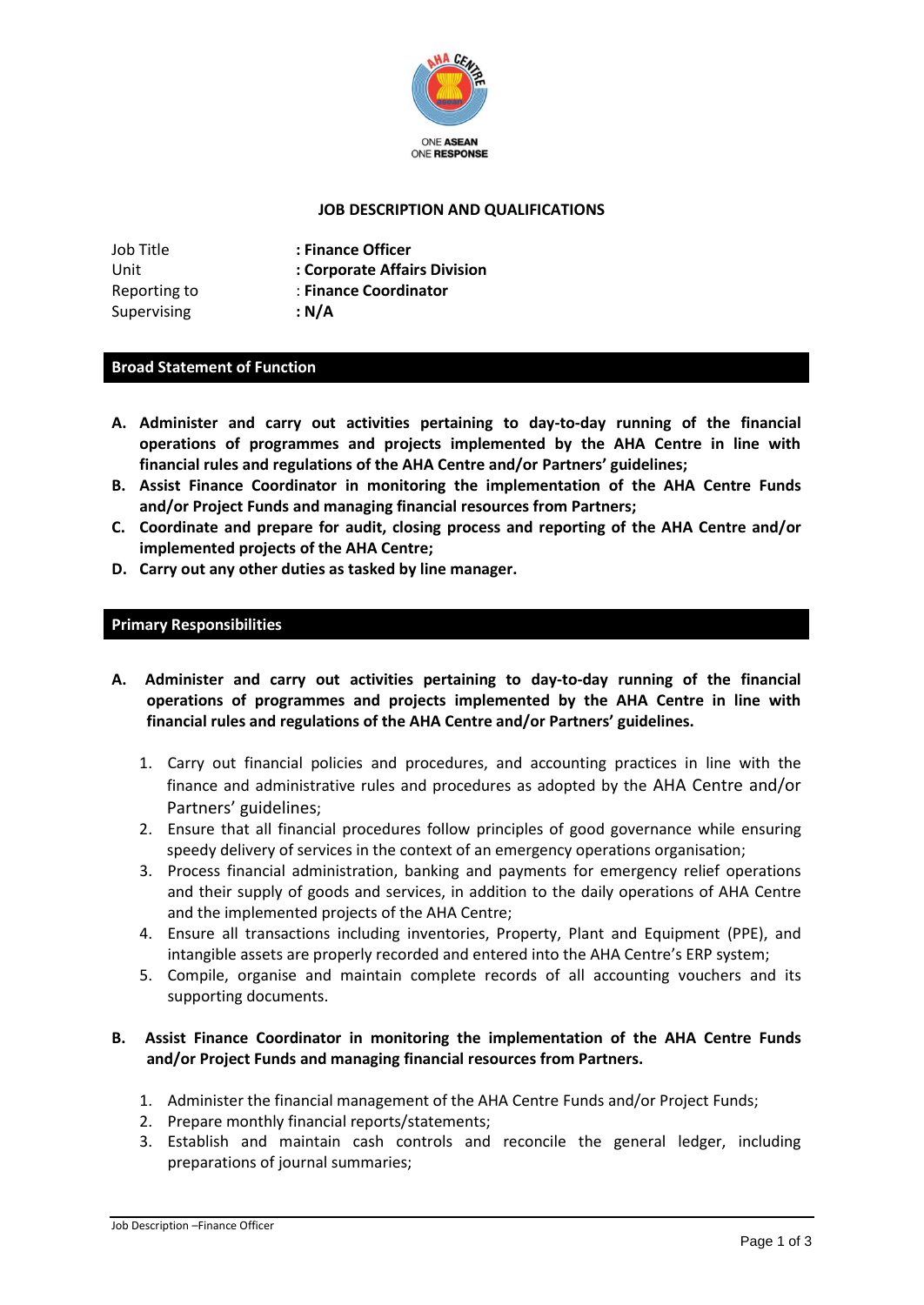ONE ASEAN
ONE RESPONSE

## JOB DESCRIPTION AND QUALIFICATIONS

Job Title : **Finance Officer**
Unit : **Corporate Affairs Division**
Reporting to : **Finance Coordinator**
Supervising : **N/A**

### Broad Statement of Function

**A. Administer and carry out activities pertaining to day-to-day running of the financial operations of programmes and projects implemented by the AHA Centre in line with financial rules and regulations of the AHA Centre and/or Partners' guidelines;**
**B. Assist Finance Coordinator in monitoring the implementation of the AHA Centre Funds and/or Project Funds and managing financial resources from Partners;**
**C. Coordinate and prepare for audit, closing process and reporting of the AHA Centre and/or implemented projects of the AHA Centre;**
**D. Carry out any other duties as tasked by line manager.**

### Primary Responsibilities

**A. Administer and carry out activities pertaining to day-to-day running of the financial operations of programmes and projects implemented by the AHA Centre in line with financial rules and regulations of the AHA Centre and/or Partners' guidelines.**

1. Carry out financial policies and procedures, and accounting practices in line with the finance and administrative rules and procedures as adopted by the AHA Centre and/or Partners' guidelines;
2. Ensure that all financial procedures follow principles of good governance while ensuring speedy delivery of services in the context of an emergency operations organisation;
3. Process financial administration, banking and payments for emergency relief operations and their supply of goods and services, in addition to the daily operations of AHA Centre and the implemented projects of the AHA Centre;
4. Ensure all transactions including inventories, Property, Plant and Equipment (PPE), and intangible assets are properly recorded and entered into the AHA Centre's ERP system;
5. Compile, organise and maintain complete records of all accounting vouchers and its supporting documents.

**B. Assist Finance Coordinator in monitoring the implementation of the AHA Centre Funds and/or Project Funds and managing financial resources from Partners.**

1. Administer the financial management of the AHA Centre Funds and/or Project Funds;
2. Prepare monthly financial reports/statements;
3. Establish and maintain cash controls and reconcile the general ledger, including preparations of journal summaries;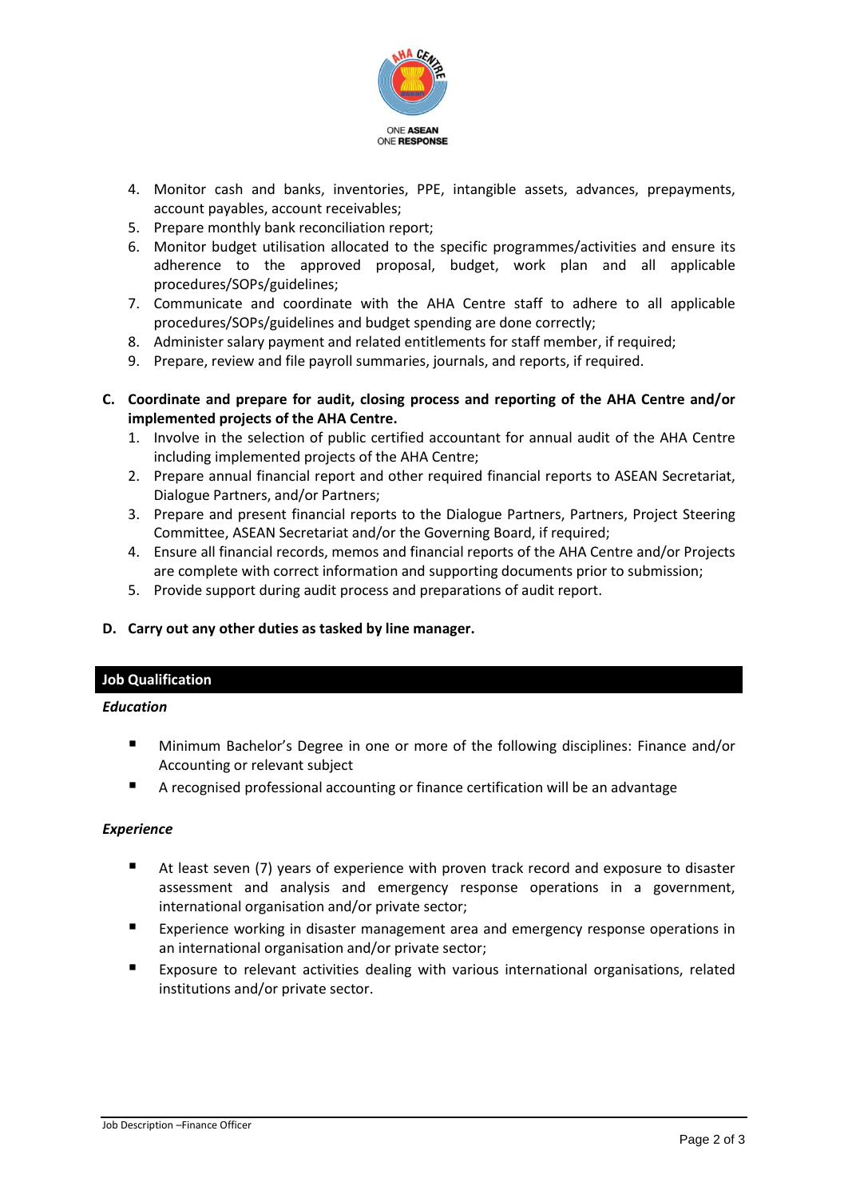4. Monitor cash and banks, inventories, PPE, intangible assets, advances, prepayments, account payables, account receivables;
5. Prepare monthly bank reconciliation report;
6. Monitor budget utilisation allocated to the specific programmes/activities and ensure its adherence to the approved proposal, budget, work plan and all applicable procedures/SOPs/guidelines;
7. Communicate and coordinate with the AHA Centre staff to adhere to all applicable procedures/SOPs/guidelines and budget spending are done correctly;
8. Administer salary payment and related entitlements for staff member, if required;
9. Prepare, review and file payroll summaries, journals, and reports, if required.

**C. Coordinate and prepare for audit, closing process and reporting of the AHA Centre and/or implemented projects of the AHA Centre.**

1. Involve in the selection of public certified accountant for annual audit of the AHA Centre including implemented projects of the AHA Centre;
2. Prepare annual financial report and other required financial reports to ASEAN Secretariat, Dialogue Partners, and/or Partners;
3. Prepare and present financial reports to the Dialogue Partners, Partners, Project Steering Committee, ASEAN Secretariat and/or the Governing Board, if required;
4. Ensure all financial records, memos and financial reports of the AHA Centre and/or Projects are complete with correct information and supporting documents prior to submission;
5. Provide support during audit process and preparations of audit report.

**D. Carry out any other duties as tasked by line manager.**

## Job Qualification

***Education***

- Minimum Bachelor's Degree in one or more of the following disciplines: Finance and/or Accounting or relevant subject
- A recognised professional accounting or finance certification will be an advantage

***Experience***

- At least seven (7) years of experience with proven track record and exposure to disaster assessment and analysis and emergency response operations in a government, international organisation and/or private sector;
- Experience working in disaster management area and emergency response operations in an international organisation and/or private sector;
- Exposure to relevant activities dealing with various international organisations, related institutions and/or private sector.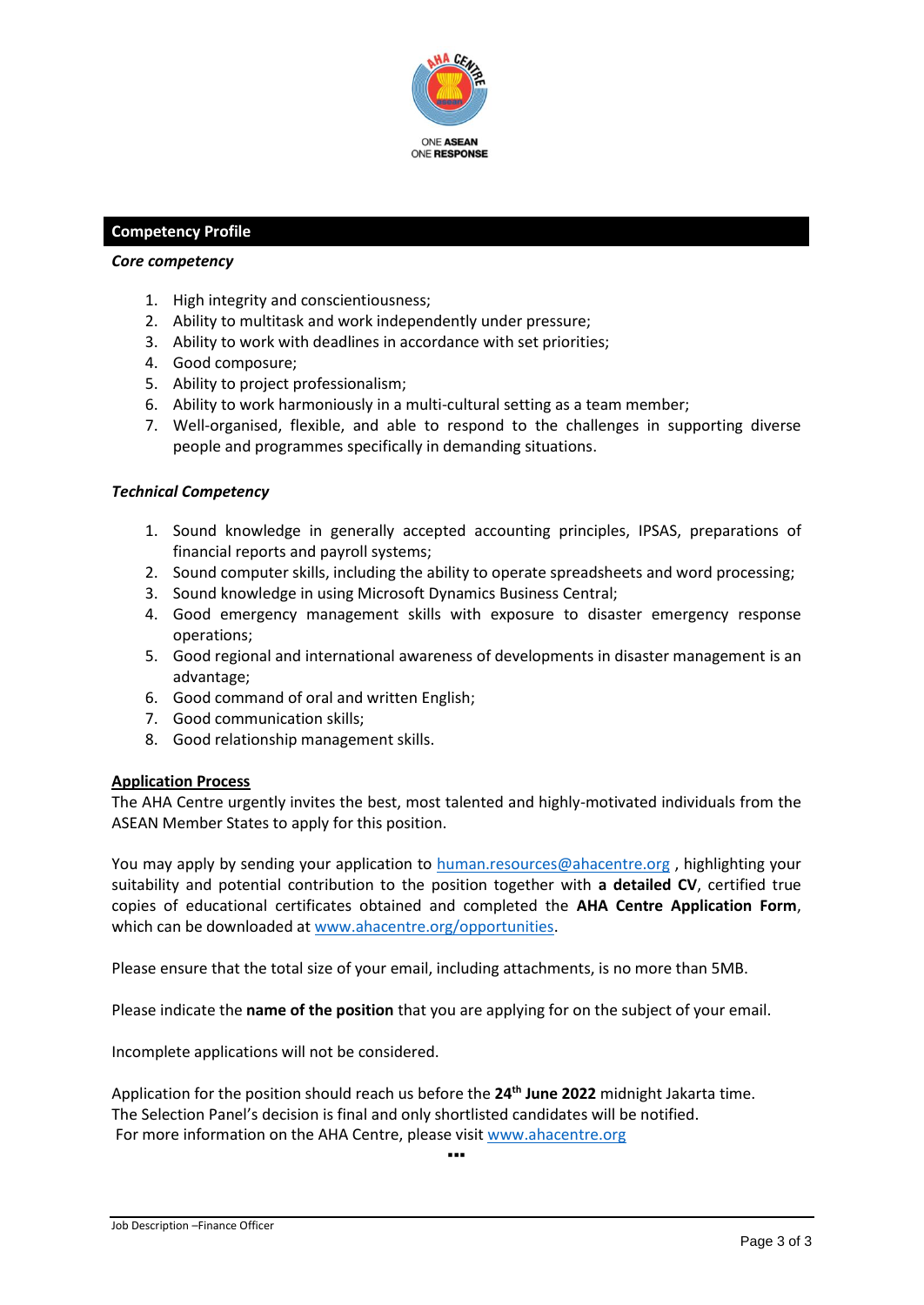## Competency Profile

***Core competency***

1. High integrity and conscientiousness;
2. Ability to multitask and work independently under pressure;
3. Ability to work with deadlines in accordance with set priorities;
4. Good composure;
5. Ability to project professionalism;
6. Ability to work harmoniously in a multi-cultural setting as a team member;
7. Well-organised, flexible, and able to respond to the challenges in supporting diverse people and programmes specifically in demanding situations.

***Technical Competency***

1. Sound knowledge in generally accepted accounting principles, IPSAS, preparations of financial reports and payroll systems;
2. Sound computer skills, including the ability to operate spreadsheets and word processing;
3. Sound knowledge in using Microsoft Dynamics Business Central;
4. Good emergency management skills with exposure to disaster emergency response operations;
5. Good regional and international awareness of developments in disaster management is an advantage;
6. Good command of oral and written English;
7. Good communication skills;
8. Good relationship management skills.

**Application Process**

The AHA Centre urgently invites the best, most talented and highly-motivated individuals from the ASEAN Member States to apply for this position.

You may apply by sending your application to human.resources@ahacentre.org , highlighting your suitability and potential contribution to the position together with **a detailed CV**, certified true copies of educational certificates obtained and completed the **AHA Centre Application Form**, which can be downloaded at www.ahacentre.org/opportunities.

Please ensure that the total size of your email, including attachments, is no more than 5MB.

Please indicate the **name of the position** that you are applying for on the subject of your email.

Incomplete applications will not be considered.

Application for the position should reach us before the **24th June 2022** midnight Jakarta time.
The Selection Panel's decision is final and only shortlisted candidates will be notified.
For more information on the AHA Centre, please visit www.ahacentre.org

▪▪▪